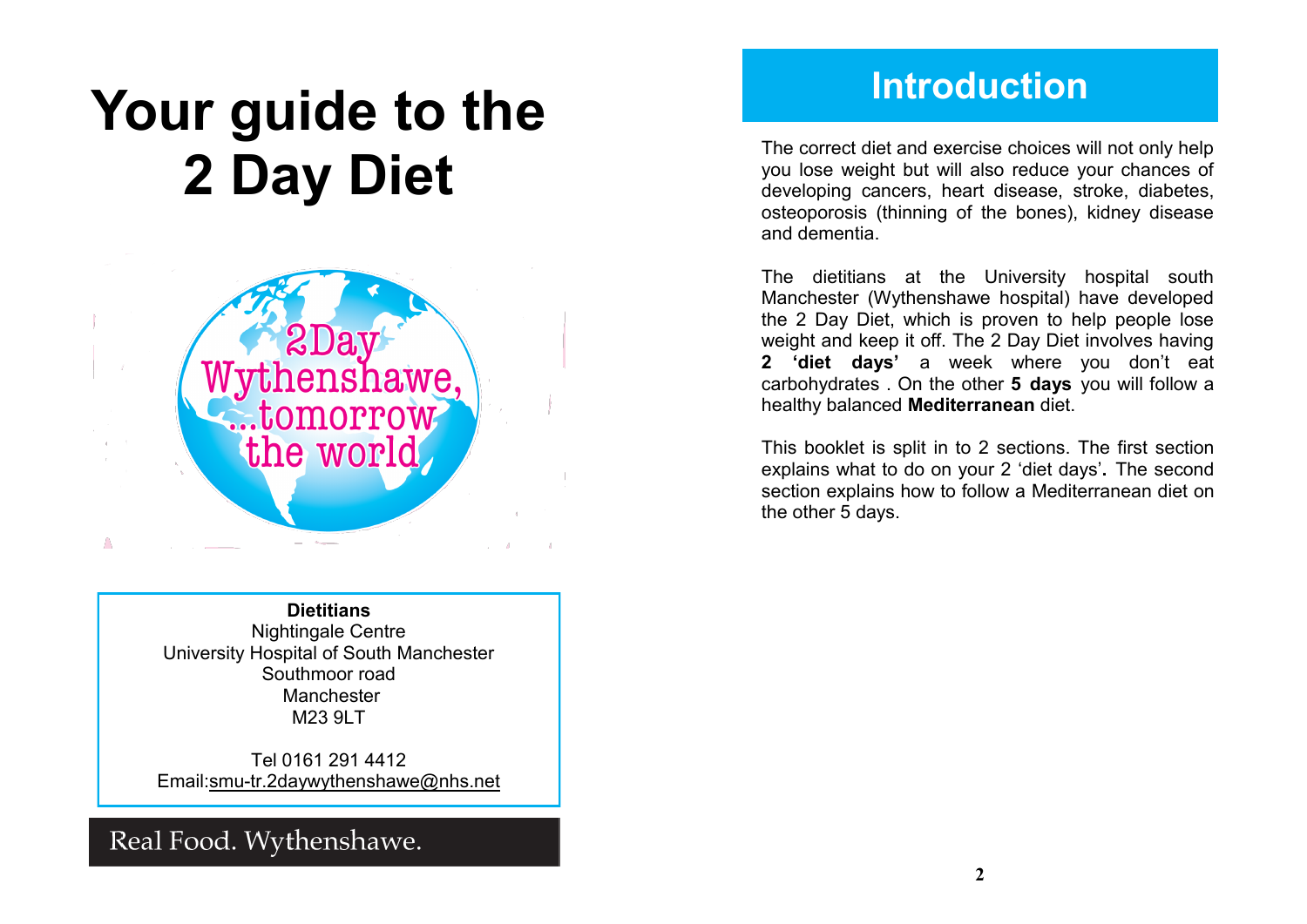# Your guide to the 2 Day Diet

2Day Wythenshawe, ...tomorrow the world

**Dietitians**
Nightingale Centre
University Hospital of South Manchester
Southmoor road
Manchester
M23 9LT

Tel 0161 291 4412
Email:smu-tr.2daywythenshawe@nhs.net

Real Food. Wythenshawe.

## Introduction

The correct diet and exercise choices will not only help you lose weight but will also reduce your chances of developing cancers, heart disease, stroke, diabetes, osteoporosis (thinning of the bones), kidney disease and dementia.

The dietitians at the University hospital south Manchester (Wythenshawe hospital) have developed the 2 Day Diet, which is proven to help people lose weight and keep it off. The 2 Day Diet involves having **2 'diet days'** a week where you don't eat carbohydrates . On the other **5 days** you will follow a healthy balanced **Mediterranean** diet.

This booklet is split in to 2 sections. The first section explains what to do on your 2 'diet days'**.** The second section explains how to follow a Mediterranean diet on the other 5 days.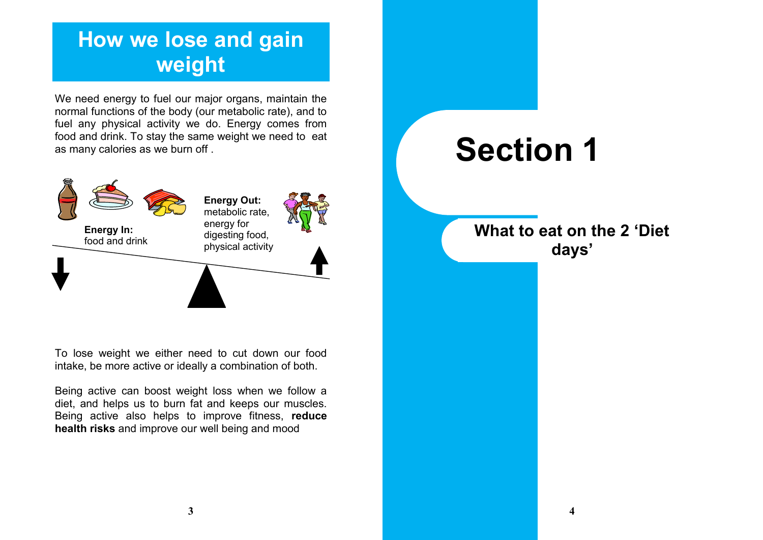# How we lose and gain weight

We need energy to fuel our major organs, maintain the normal functions of the body (our metabolic rate), and to fuel any physical activity we do. Energy comes from food and drink. To stay the same weight we need to eat as many calories as we burn off .

**Energy In:** food and drink

**Energy Out:** metabolic rate, energy for digesting food, physical activity

To lose weight we either need to cut down our food intake, be more active or ideally a combination of both.

Being active can boost weight loss when we follow a diet, and helps us to burn fat and keeps our muscles. Being active also helps to improve fitness, **reduce health risks** and improve our well being and mood

# Section 1

## What to eat on the 2 'Diet days'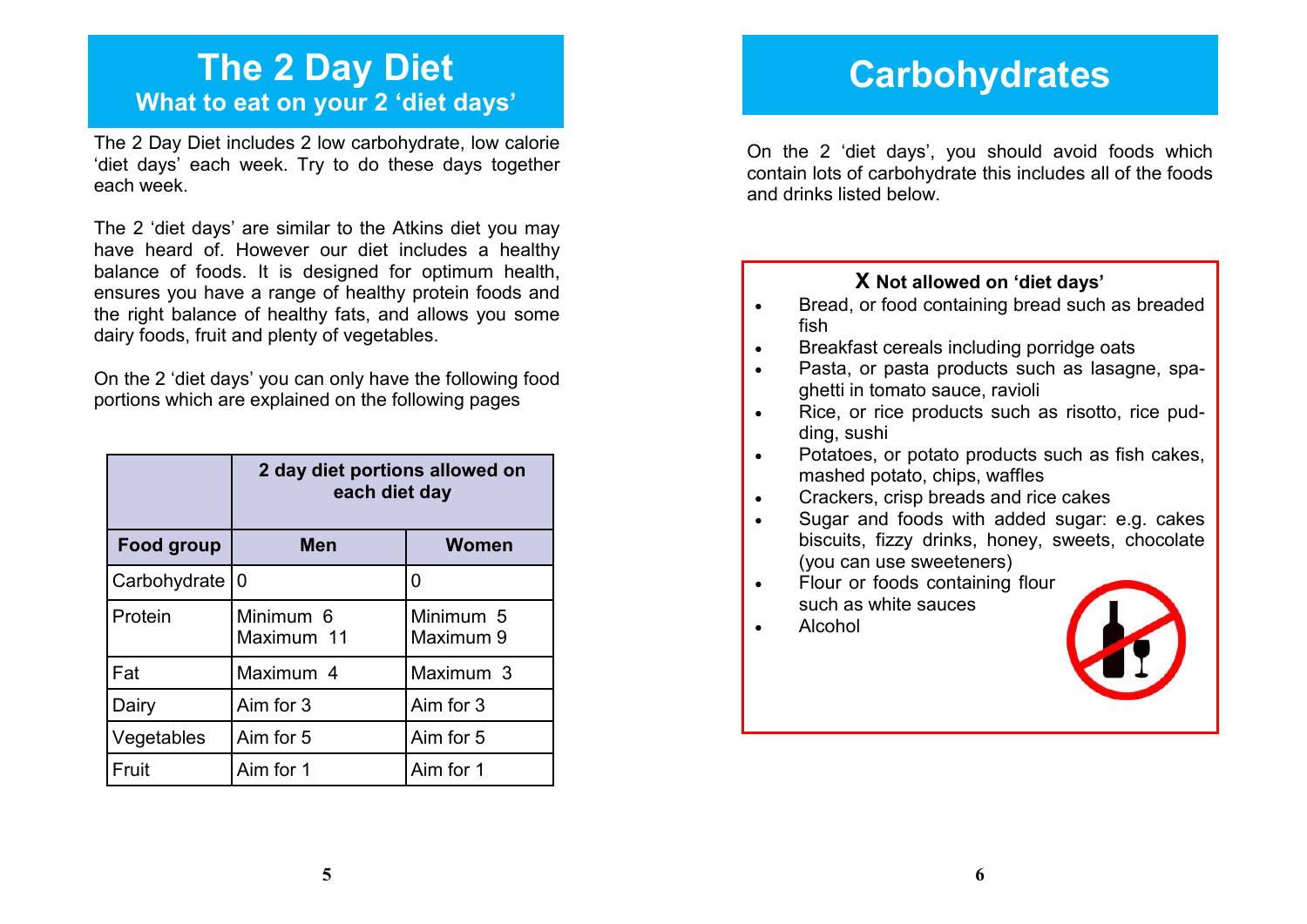# The 2 Day Diet

## What to eat on your 2 'diet days'

The 2 Day Diet includes 2 low carbohydrate, low calorie 'diet days' each week. Try to do these days together each week.

The 2 'diet days' are similar to the Atkins diet you may have heard of. However our diet includes a healthy balance of foods. It is designed for optimum health, ensures you have a range of healthy protein foods and the right balance of healthy fats, and allows you some dairy foods, fruit and plenty of vegetables.

On the 2 'diet days' you can only have the following food portions which are explained on the following pages

| | 2 day diet portions allowed on each diet day | |
|---|---|---|
| **Food group** | **Men** | **Women** |
| Carbohydrate | 0 | 0 |
| Protein | Minimum 6<br>Maximum 11 | Minimum 5<br>Maximum 9 |
| Fat | Maximum 4 | Maximum 3 |
| Dairy | Aim for 3 | Aim for 3 |
| Vegetables | Aim for 5 | Aim for 5 |
| Fruit | Aim for 1 | Aim for 1 |

# Carbohydrates

On the 2 'diet days', you should avoid foods which contain lots of carbohydrate this includes all of the foods and drinks listed below.

**X Not allowed on 'diet days'**

- Bread, or food containing bread such as breaded fish
- Breakfast cereals including porridge oats
- Pasta, or pasta products such as lasagne, spaghetti in tomato sauce, ravioli
- Rice, or rice products such as risotto, rice pudding, sushi
- Potatoes, or potato products such as fish cakes, mashed potato, chips, waffles
- Crackers, crisp breads and rice cakes
- Sugar and foods with added sugar: e.g. cakes biscuits, fizzy drinks, honey, sweets, chocolate (you can use sweeteners)
- Flour or foods containing flour such as white sauces
- Alcohol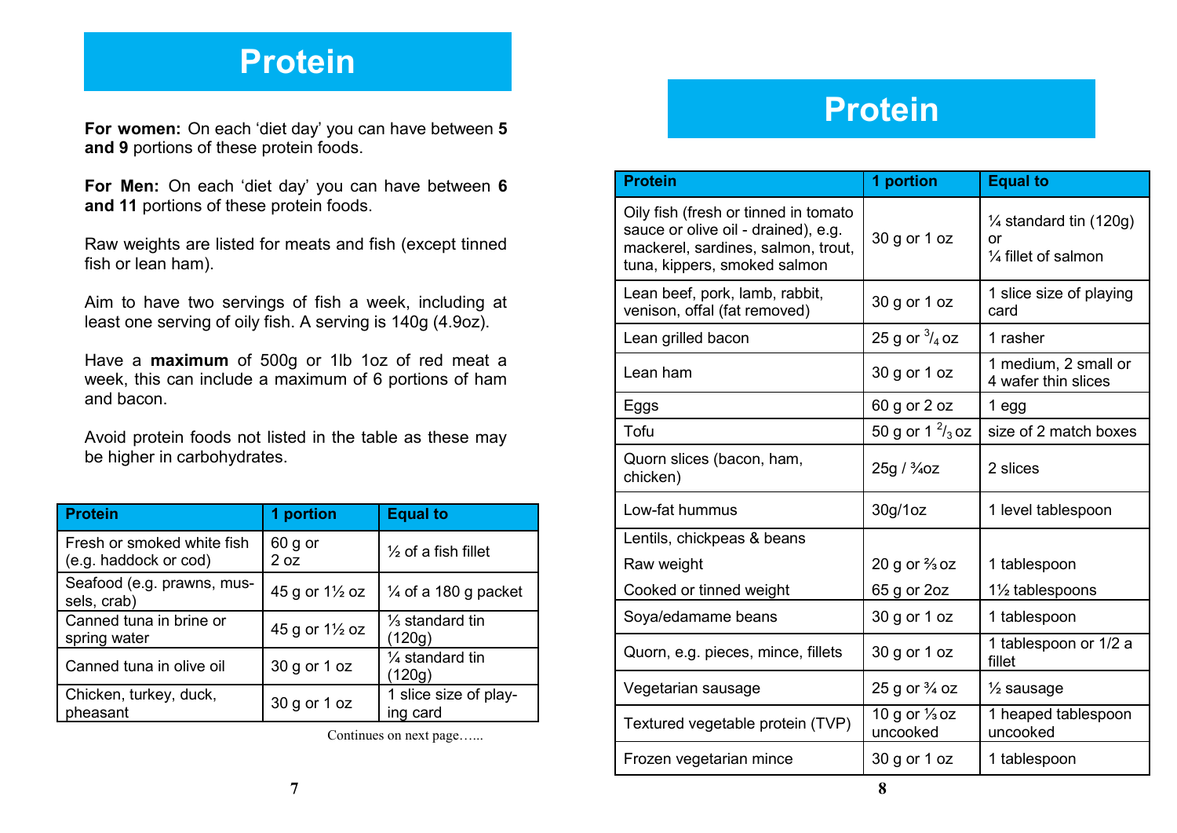# Protein

**For women:** On each 'diet day' you can have between **5 and 9** portions of these protein foods.

**For Men:** On each 'diet day' you can have between **6 and 11** portions of these protein foods.

Raw weights are listed for meats and fish (except tinned fish or lean ham).

Aim to have two servings of fish a week, including at least one serving of oily fish. A serving is 140g (4.9oz).

Have a **maximum** of 500g or 1lb 1oz of red meat a week, this can include a maximum of 6 portions of ham and bacon.

Avoid protein foods not listed in the table as these may be higher in carbohydrates.

| Protein | 1 portion | Equal to |
|---|---|---|
| Fresh or smoked white fish (e.g. haddock or cod) | 60 g or 2 oz | ½ of a fish fillet |
| Seafood (e.g. prawns, mussels, crab) | 45 g or 1½ oz | ¼ of a 180 g packet |
| Canned tuna in brine or spring water | 45 g or 1½ oz | ⅓ standard tin (120g) |
| Canned tuna in olive oil | 30 g or 1 oz | ¼ standard tin (120g) |
| Chicken, turkey, duck, pheasant | 30 g or 1 oz | 1 slice size of playing card |

Continues on next page…...

# Protein

| Protein | 1 portion | Equal to |
|---|---|---|
| Oily fish (fresh or tinned in tomato sauce or olive oil - drained), e.g. mackerel, sardines, salmon, trout, tuna, kippers, smoked salmon | 30 g or 1 oz | ¼ standard tin (120g) or ¼ fillet of salmon |
| Lean beef, pork, lamb, rabbit, venison, offal (fat removed) | 30 g or 1 oz | 1 slice size of playing card |
| Lean grilled bacon | 25 g or $^{3}/_{4}$ oz | 1 rasher |
| Lean ham | 30 g or 1 oz | 1 medium, 2 small or 4 wafer thin slices |
| Eggs | 60 g or 2 oz | 1 egg |
| Tofu | 50 g or 1 $^{2}/_{3}$ oz | size of 2 match boxes |
| Quorn slices (bacon, ham, chicken) | 25g / ¾oz | 2 slices |
| Low-fat hummus | 30g/1oz | 1 level tablespoon |
| Lentils, chickpeas & beans | | |
| Raw weight | 20 g or ⅔ oz | 1 tablespoon |
| Cooked or tinned weight | 65 g or 2oz | 1½ tablespoons |
| Soya/edamame beans | 30 g or 1 oz | 1 tablespoon |
| Quorn, e.g. pieces, mince, fillets | 30 g or 1 oz | 1 tablespoon or 1/2 a fillet |
| Vegetarian sausage | 25 g or ¾ oz | ½ sausage |
| Textured vegetable protein (TVP) | 10 g or ⅓ oz uncooked | 1 heaped tablespoon uncooked |
| Frozen vegetarian mince | 30 g or 1 oz | 1 tablespoon |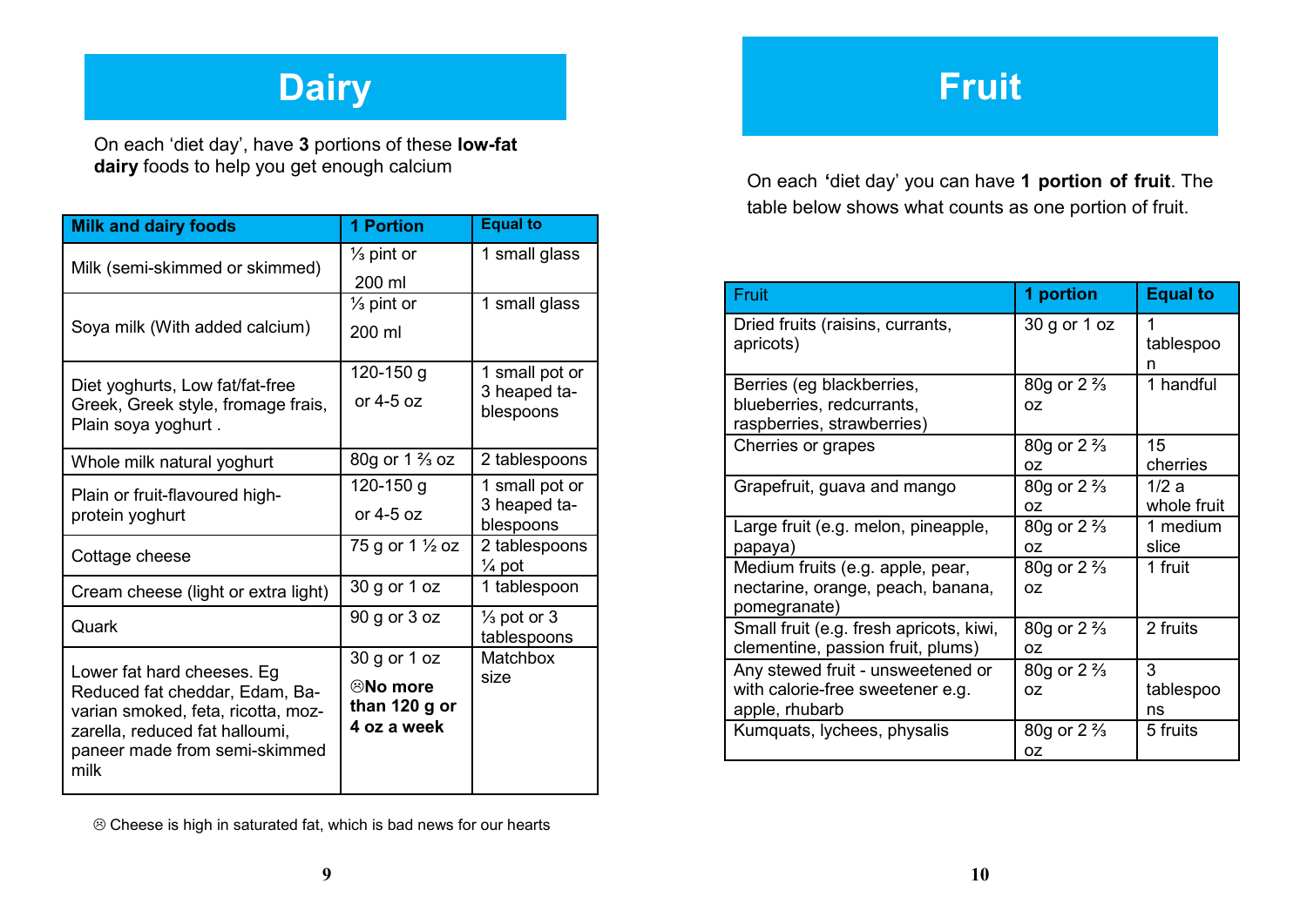# Dairy

On each 'diet day', have **3** portions of these **low-fat dairy** foods to help you get enough calcium

| Milk and dairy foods | 1 Portion | Equal to |
|---|---|---|
| Milk (semi-skimmed or skimmed) | ⅓ pint or 200 ml | 1 small glass |
| Soya milk (With added calcium) | ⅓ pint or 200 ml | 1 small glass |
| Diet yoghurts, Low fat/fat-free Greek, Greek style, fromage frais, Plain soya yoghurt . | 120-150 g or 4-5 oz | 1 small pot or 3 heaped tablespoons |
| Whole milk natural yoghurt | 80g or 1 ⅔ oz | 2 tablespoons |
| Plain or fruit-flavoured high-protein yoghurt | 120-150 g or 4-5 oz | 1 small pot or 3 heaped tablespoons |
| Cottage cheese | 75 g or 1 ½ oz | 2 tablespoons ¼ pot |
| Cream cheese (light or extra light) | 30 g or 1 oz | 1 tablespoon |
| Quark | 90 g or 3 oz | ⅓ pot or 3 tablespoons |
| Lower fat hard cheeses. Eg Reduced fat cheddar, Edam, Bavarian smoked, feta, ricotta, mozzarella, reduced fat halloumi, paneer made from semi-skimmed milk | 30 g or 1 oz ☹**No more than 120 g or 4 oz a week** | Matchbox size |

☹ Cheese is high in saturated fat, which is bad news for our hearts

# Fruit

On each 'diet day' you can have **1 portion of fruit**. The table below shows what counts as one portion of fruit.

| Fruit | 1 portion | Equal to |
|---|---|---|
| Dried fruits (raisins, currants, apricots) | 30 g or 1 oz | 1 tablespoon |
| Berries (eg blackberries, blueberries, redcurrants, raspberries, strawberries) | 80g or 2 ⅔ oz | 1 handful |
| Cherries or grapes | 80g or 2 ⅔ oz | 15 cherries |
| Grapefruit, guava and mango | 80g or 2 ⅔ oz | 1/2 a whole fruit |
| Large fruit (e.g. melon, pineapple, papaya) | 80g or 2 ⅔ oz | 1 medium slice |
| Medium fruits (e.g. apple, pear, nectarine, orange, peach, banana, pomegranate) | 80g or 2 ⅔ oz | 1 fruit |
| Small fruit (e.g. fresh apricots, kiwi, clementine, passion fruit, plums) | 80g or 2 ⅔ oz | 2 fruits |
| Any stewed fruit - unsweetened or with calorie-free sweetener e.g. apple, rhubarb | 80g or 2 ⅔ oz | 3 tablespoons |
| Kumquats, lychees, physalis | 80g or 2 ⅔ oz | 5 fruits |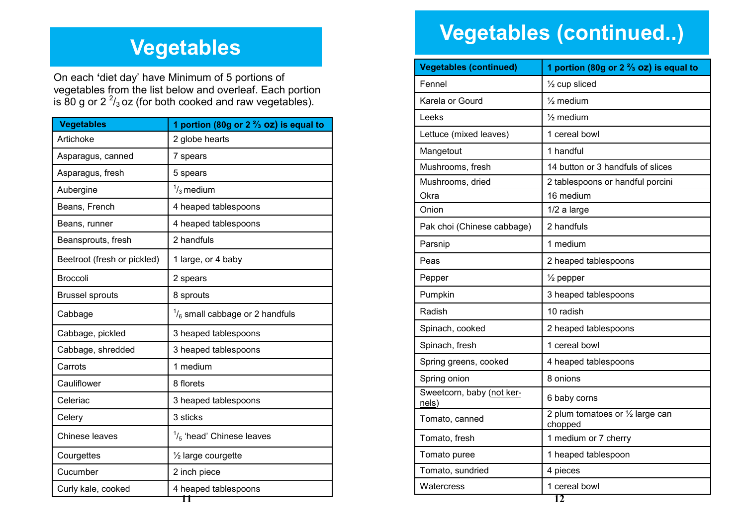# Vegetables

On each 'diet day' have Minimum of 5 portions of vegetables from the list below and overleaf. Each portion is 80 g or 2 $^{2}/_{3}$ oz (for both cooked and raw vegetables).

| Vegetables | 1 portion (80g or 2 ⅔ oz) is equal to |
|---|---|
| Artichoke | 2 globe hearts |
| Asparagus, canned | 7 spears |
| Asparagus, fresh | 5 spears |
| Aubergine | $^{1}/_{3}$ medium |
| Beans, French | 4 heaped tablespoons |
| Beans, runner | 4 heaped tablespoons |
| Beansprouts, fresh | 2 handfuls |
| Beetroot (fresh or pickled) | 1 large, or 4 baby |
| Broccoli | 2 spears |
| Brussel sprouts | 8 sprouts |
| Cabbage | $^{1}/_{6}$ small cabbage or 2 handfuls |
| Cabbage, pickled | 3 heaped tablespoons |
| Cabbage, shredded | 3 heaped tablespoons |
| Carrots | 1 medium |
| Cauliflower | 8 florets |
| Celeriac | 3 heaped tablespoons |
| Celery | 3 sticks |
| Chinese leaves | $^{1}/_{5}$ 'head' Chinese leaves |
| Courgettes | ½ large courgette |
| Cucumber | 2 inch piece |
| Curly kale, cooked | 4 heaped tablespoons |

# Vegetables (continued..)

| Vegetables (continued) | 1 portion (80g or 2 ⅔ oz) is equal to |
|---|---|
| Fennel | ½ cup sliced |
| Karela or Gourd | ½ medium |
| Leeks | ½ medium |
| Lettuce (mixed leaves) | 1 cereal bowl |
| Mangetout | 1 handful |
| Mushrooms, fresh | 14 button or 3 handfuls of slices |
| Mushrooms, dried | 2 tablespoons or handful porcini |
| Okra | 16 medium |
| Onion | 1/2 a large |
| Pak choi (Chinese cabbage) | 2 handfuls |
| Parsnip | 1 medium |
| Peas | 2 heaped tablespoons |
| Pepper | ½ pepper |
| Pumpkin | 3 heaped tablespoons |
| Radish | 10 radish |
| Spinach, cooked | 2 heaped tablespoons |
| Spinach, fresh | 1 cereal bowl |
| Spring greens, cooked | 4 heaped tablespoons |
| Spring onion | 8 onions |
| Sweetcorn, baby (not kernels) | 6 baby corns |
| Tomato, canned | 2 plum tomatoes or ½ large can chopped |
| Tomato, fresh | 1 medium or 7 cherry |
| Tomato puree | 1 heaped tablespoon |
| Tomato, sundried | 4 pieces |
| Watercress | 1 cereal bowl |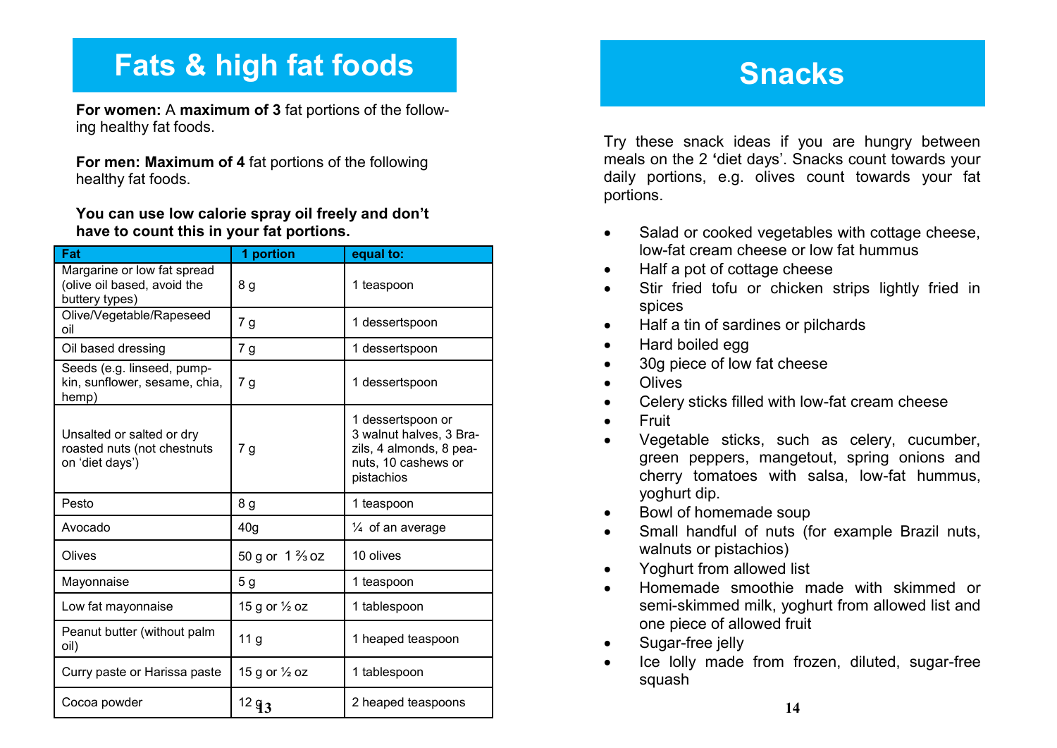# Fats & high fat foods

**For women:** A **maximum of 3** fat portions of the following healthy fat foods.

**For men: Maximum of 4** fat portions of the following healthy fat foods.

**You can use low calorie spray oil freely and don't have to count this in your fat portions.**

| Fat | 1 portion | equal to: |
|---|---|---|
| Margarine or low fat spread (olive oil based, avoid the buttery types) | 8 g | 1 teaspoon |
| Olive/Vegetable/Rapeseed oil | 7 g | 1 dessertspoon |
| Oil based dressing | 7 g | 1 dessertspoon |
| Seeds (e.g. linseed, pumpkin, sunflower, sesame, chia, hemp) | 7 g | 1 dessertspoon |
| Unsalted or salted or dry roasted nuts (not chestnuts on 'diet days') | 7 g | 1 dessertspoon or 3 walnut halves, 3 Brazils, 4 almonds, 8 peanuts, 10 cashews or pistachios |
| Pesto | 8 g | 1 teaspoon |
| Avocado | 40g | ¼ of an average |
| Olives | 50 g or 1 ⅔ oz | 10 olives |
| Mayonnaise | 5 g | 1 teaspoon |
| Low fat mayonnaise | 15 g or ½ oz | 1 tablespoon |
| Peanut butter (without palm oil) | 11 g | 1 heaped teaspoon |
| Curry paste or Harissa paste | 15 g or ½ oz | 1 tablespoon |
| Cocoa powder | 12 g | 2 heaped teaspoons |

# Snacks

Try these snack ideas if you are hungry between meals on the 2 'diet days'. Snacks count towards your daily portions, e.g. olives count towards your fat portions.

- Salad or cooked vegetables with cottage cheese, low-fat cream cheese or low fat hummus
- Half a pot of cottage cheese
- Stir fried tofu or chicken strips lightly fried in spices
- Half a tin of sardines or pilchards
- Hard boiled egg
- 30g piece of low fat cheese
- Olives
- Celery sticks filled with low-fat cream cheese
- Fruit
- Vegetable sticks, such as celery, cucumber, green peppers, mangetout, spring onions and cherry tomatoes with salsa, low-fat hummus, yoghurt dip.
- Bowl of homemade soup
- Small handful of nuts (for example Brazil nuts, walnuts or pistachios)
- Yoghurt from allowed list
- Homemade smoothie made with skimmed or semi-skimmed milk, yoghurt from allowed list and one piece of allowed fruit
- Sugar-free jelly
- Ice lolly made from frozen, diluted, sugar-free squash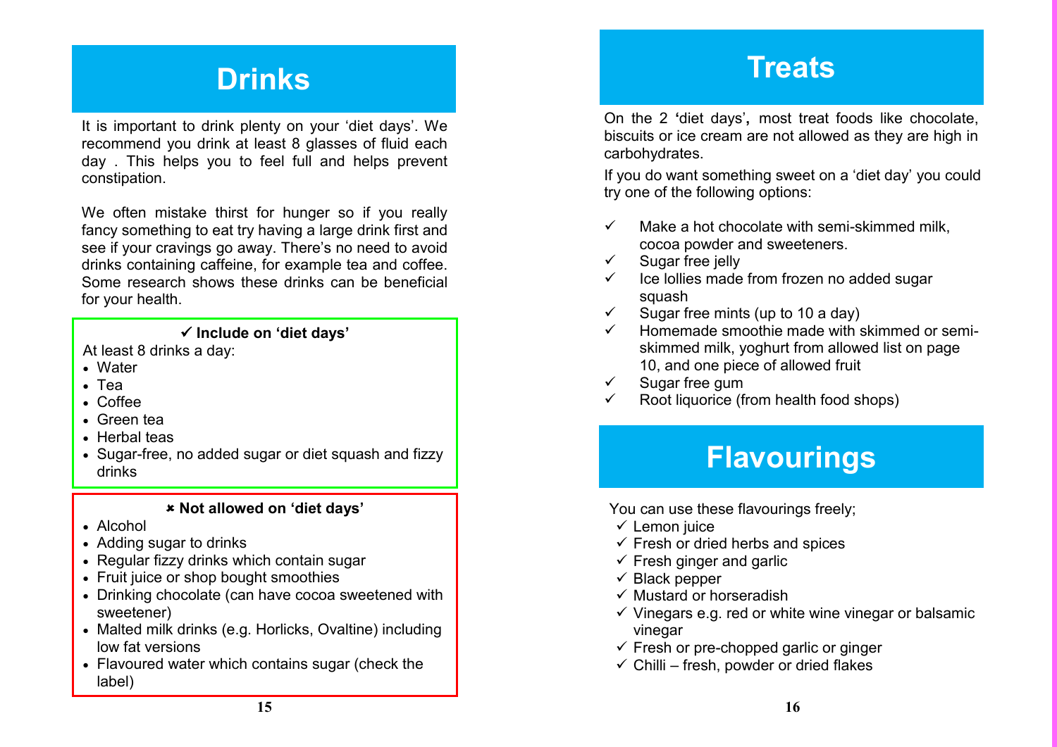# Drinks

It is important to drink plenty on your 'diet days'. We recommend you drink at least 8 glasses of fluid each day . This helps you to feel full and helps prevent constipation.

We often mistake thirst for hunger so if you really fancy something to eat try having a large drink first and see if your cravings go away. There's no need to avoid drinks containing caffeine, for example tea and coffee. Some research shows these drinks can be beneficial for your health.

**✓ Include on 'diet days'**

At least 8 drinks a day:

- Water
- Tea
- Coffee
- Green tea
- Herbal teas
- Sugar-free, no added sugar or diet squash and fizzy drinks

**✗ Not allowed on 'diet days'**

- Alcohol
- Adding sugar to drinks
- Regular fizzy drinks which contain sugar
- Fruit juice or shop bought smoothies
- Drinking chocolate (can have cocoa sweetened with sweetener)
- Malted milk drinks (e.g. Horlicks, Ovaltine) including low fat versions
- Flavoured water which contains sugar (check the label)

# Treats

On the 2 'diet days', most treat foods like chocolate, biscuits or ice cream are not allowed as they are high in carbohydrates.

If you do want something sweet on a 'diet day' you could try one of the following options:

- ✓ Make a hot chocolate with semi-skimmed milk, cocoa powder and sweeteners.
- ✓ Sugar free jelly
- ✓ Ice lollies made from frozen no added sugar squash
- ✓ Sugar free mints (up to 10 a day)
- ✓ Homemade smoothie made with skimmed or semi-skimmed milk, yoghurt from allowed list on page 10, and one piece of allowed fruit
- ✓ Sugar free gum
- ✓ Root liquorice (from health food shops)

# Flavourings

You can use these flavourings freely;

- ✓ Lemon juice
- ✓ Fresh or dried herbs and spices
- ✓ Fresh ginger and garlic
- ✓ Black pepper
- ✓ Mustard or horseradish
- ✓ Vinegars e.g. red or white wine vinegar or balsamic vinegar
- ✓ Fresh or pre-chopped garlic or ginger
- ✓ Chilli – fresh, powder or dried flakes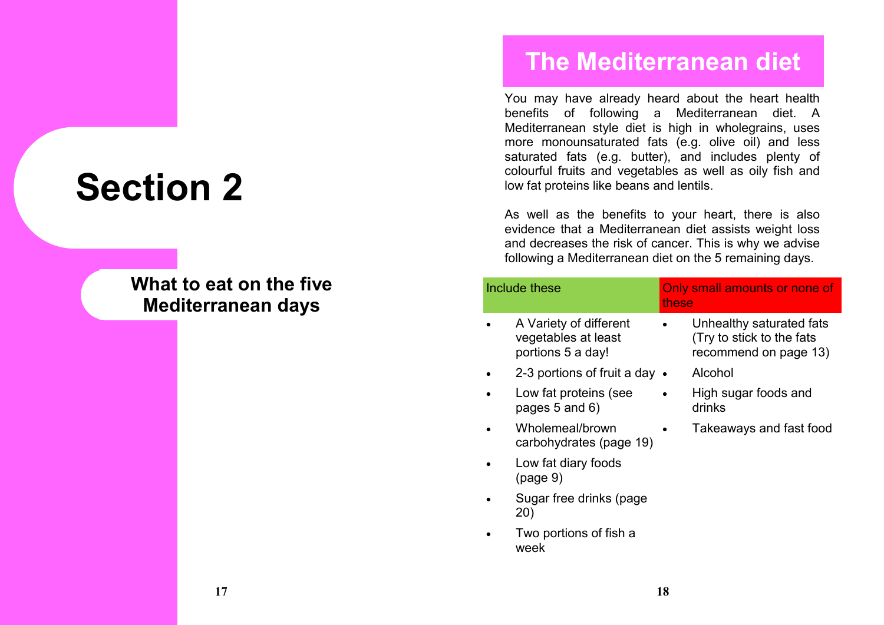# Section 2

## What to eat on the five Mediterranean days

# The Mediterranean diet

You may have already heard about the heart health benefits of following a Mediterranean diet. A Mediterranean style diet is high in wholegrains, uses more monounsaturated fats (e.g. olive oil) and less saturated fats (e.g. butter), and includes plenty of colourful fruits and vegetables as well as oily fish and low fat proteins like beans and lentils.

As well as the benefits to your heart, there is also evidence that a Mediterranean diet assists weight loss and decreases the risk of cancer. This is why we advise following a Mediterranean diet on the 5 remaining days.

| Include these | Only small amounts or none of these |
|---|---|
| • A Variety of different vegetables at least portions 5 a day! | • Unhealthy saturated fats (Try to stick to the fats recommend on page 13) |
| • 2-3 portions of fruit a day | • Alcohol |
| • Low fat proteins (see pages 5 and 6) | • High sugar foods and drinks |
| • Wholemeal/brown carbohydrates (page 19) | • Takeaways and fast food |
| • Low fat diary foods (page 9) | |
| • Sugar free drinks (page 20) | |
| • Two portions of fish a week | |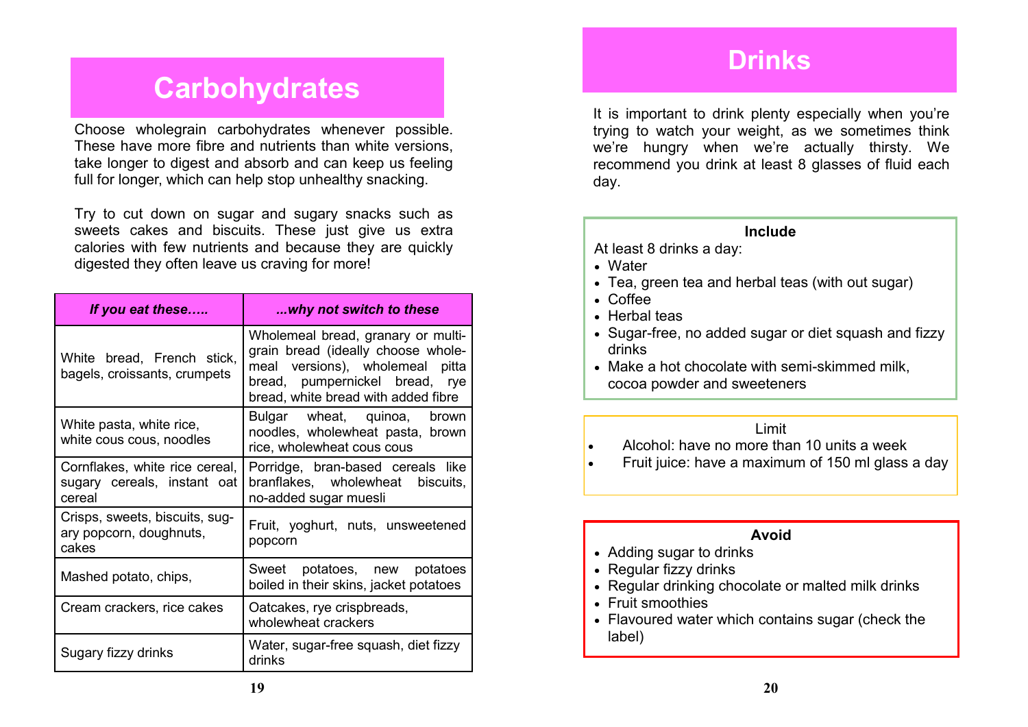# Carbohydrates

Choose wholegrain carbohydrates whenever possible. These have more fibre and nutrients than white versions, take longer to digest and absorb and can keep us feeling full for longer, which can help stop unhealthy snacking.

Try to cut down on sugar and sugary snacks such as sweets cakes and biscuits. These just give us extra calories with few nutrients and because they are quickly digested they often leave us craving for more!

| *If you eat these…..* | *...why not switch to these* |
|---|---|
| White bread, French stick, bagels, croissants, crumpets | Wholemeal bread, granary or multi-grain bread (ideally choose whole-meal versions), wholemeal pitta bread, pumpernickel bread, rye bread, white bread with added fibre |
| White pasta, white rice, white cous cous, noodles | Bulgar wheat, quinoa, brown noodles, wholewheat pasta, brown rice, wholewheat cous cous |
| Cornflakes, white rice cereal, sugary cereals, instant oat cereal | Porridge, bran-based cereals like branflakes, wholewheat biscuits, no-added sugar muesli |
| Crisps, sweets, biscuits, sugary popcorn, doughnuts, cakes | Fruit, yoghurt, nuts, unsweetened popcorn |
| Mashed potato, chips, | Sweet potatoes, new potatoes boiled in their skins, jacket potatoes |
| Cream crackers, rice cakes | Oatcakes, rye crispbreads, wholewheat crackers |
| Sugary fizzy drinks | Water, sugar-free squash, diet fizzy drinks |

# Drinks

It is important to drink plenty especially when you're trying to watch your weight, as we sometimes think we're hungry when we're actually thirsty. We recommend you drink at least 8 glasses of fluid each day.

**Include**

At least 8 drinks a day:

- Water
- Tea, green tea and herbal teas (with out sugar)
- Coffee
- Herbal teas
- Sugar-free, no added sugar or diet squash and fizzy drinks
- Make a hot chocolate with semi-skimmed milk, cocoa powder and sweeteners

Limit

- Alcohol: have no more than 10 units a week
- Fruit juice: have a maximum of 150 ml glass a day

**Avoid**

- Adding sugar to drinks
- Regular fizzy drinks
- Regular drinking chocolate or malted milk drinks
- Fruit smoothies
- Flavoured water which contains sugar (check the label)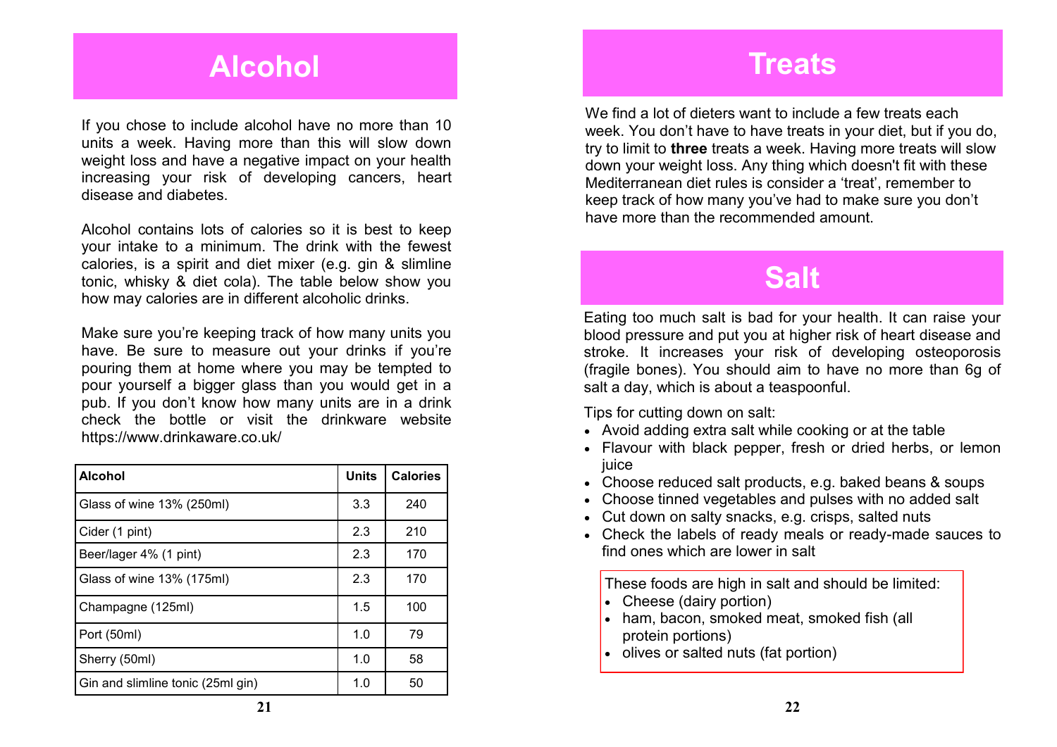# Alcohol

If you chose to include alcohol have no more than 10 units a week. Having more than this will slow down weight loss and have a negative impact on your health increasing your risk of developing cancers, heart disease and diabetes.

Alcohol contains lots of calories so it is best to keep your intake to a minimum. The drink with the fewest calories, is a spirit and diet mixer (e.g. gin & slimline tonic, whisky & diet cola). The table below show you how may calories are in different alcoholic drinks.

Make sure you're keeping track of how many units you have. Be sure to measure out your drinks if you're pouring them at home where you may be tempted to pour yourself a bigger glass than you would get in a pub. If you don't know how many units are in a drink check the bottle or visit the drinkware website https://www.drinkaware.co.uk/

| Alcohol | Units | Calories |
|---|---|---|
| Glass of wine 13% (250ml) | 3.3 | 240 |
| Cider (1 pint) | 2.3 | 210 |
| Beer/lager 4% (1 pint) | 2.3 | 170 |
| Glass of wine 13% (175ml) | 2.3 | 170 |
| Champagne (125ml) | 1.5 | 100 |
| Port (50ml) | 1.0 | 79 |
| Sherry (50ml) | 1.0 | 58 |
| Gin and slimline tonic (25ml gin) | 1.0 | 50 |

# Treats

We find a lot of dieters want to include a few treats each week. You don't have to have treats in your diet, but if you do, try to limit to **three** treats a week. Having more treats will slow down your weight loss. Any thing which doesn't fit with these Mediterranean diet rules is consider a 'treat', remember to keep track of how many you've had to make sure you don't have more than the recommended amount.

# Salt

Eating too much salt is bad for your health. It can raise your blood pressure and put you at higher risk of heart disease and stroke. It increases your risk of developing osteoporosis (fragile bones). You should aim to have no more than 6g of salt a day, which is about a teaspoonful.

Tips for cutting down on salt:

- Avoid adding extra salt while cooking or at the table
- Flavour with black pepper, fresh or dried herbs, or lemon juice
- Choose reduced salt products, e.g. baked beans & soups
- Choose tinned vegetables and pulses with no added salt
- Cut down on salty snacks, e.g. crisps, salted nuts
- Check the labels of ready meals or ready-made sauces to find ones which are lower in salt

These foods are high in salt and should be limited:

- Cheese (dairy portion)
- ham, bacon, smoked meat, smoked fish (all protein portions)
- olives or salted nuts (fat portion)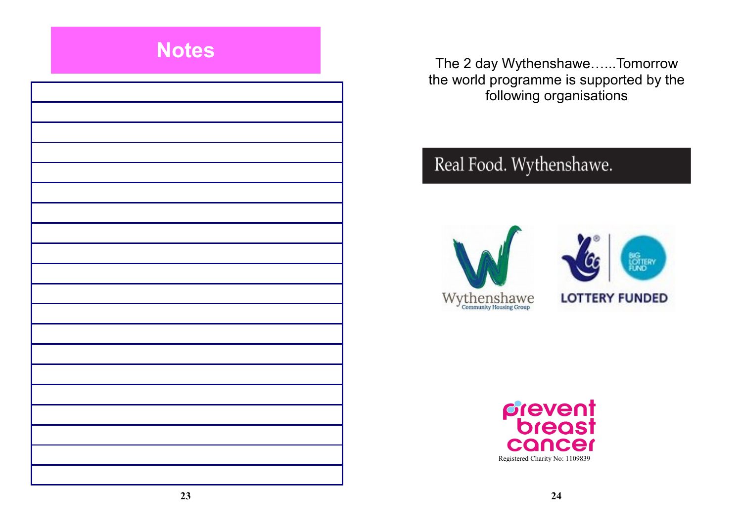## Notes

The 2 day Wythenshawe…...Tomorrow the world programme is supported by the following organisations

Real Food. Wythenshawe.

Wythenshawe Community Housing Group

LOTTERY FUNDED

BIG LOTTERY FUND

prevent breast cancer

Registered Charity No: 1109839